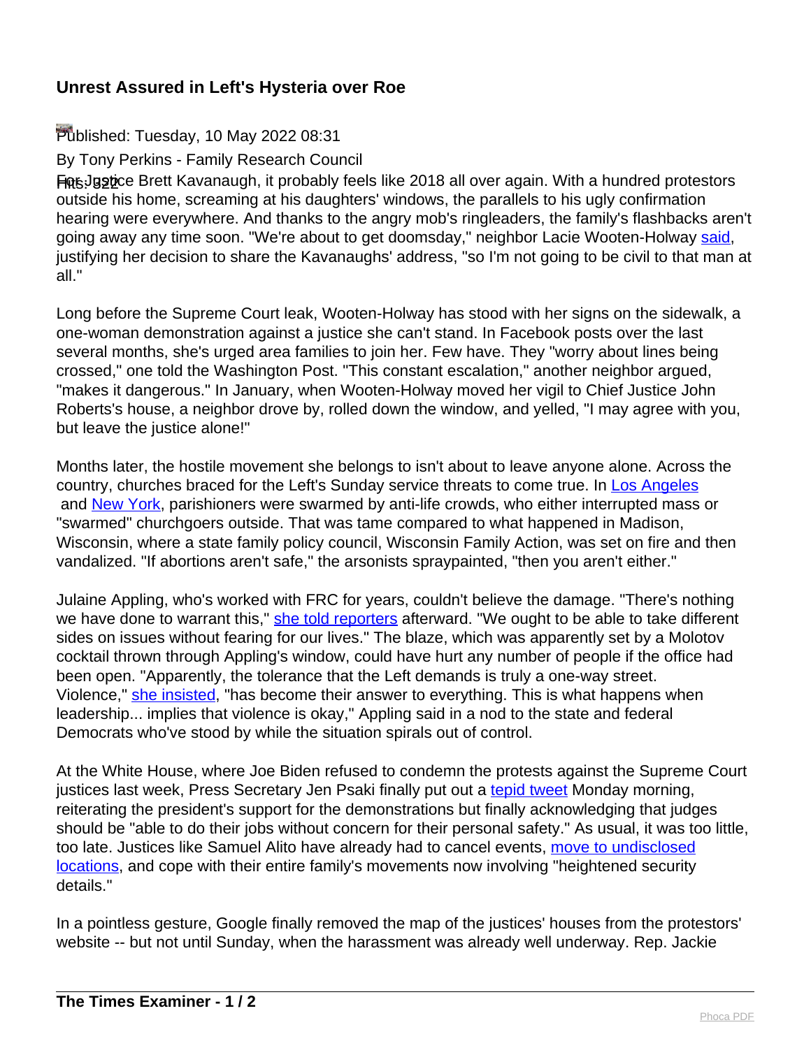# Unrest Assured in Left's Hysteria over Roe

Published: Tuesday, 10 May 2022 08:31

By Tony Perkins - Family Research Council

Hits: 322

For Justice Brett Kavanaugh, it probably feels like 2018 all over again. With a hundred protestors outside his home, screaming at his daughters' windows, the parallels to his ugly confirmation hearing were everywhere. And thanks to the angry mob's ringleaders, the family's flashbacks aren't going away any time soon. "We're about to get doomsday," neighbor Lacie Wooten-Holway said, justifying her decision to share the Kavanaughs' address, "so I'm not going to be civil to that man at all."

Long before the Supreme Court leak, Wooten-Holway has stood with her signs on the sidewalk, a one-woman demonstration against a justice she can't stand. In Facebook posts over the last several months, she's urged area families to join her. Few have. They "worry about lines being crossed," one told the Washington Post. "This constant escalation," another neighbor argued, "makes it dangerous." In January, when Wooten-Holway moved her vigil to Chief Justice John Roberts's house, a neighbor drove by, rolled down the window, and yelled, "I may agree with you, but leave the justice alone!"

Months later, the hostile movement she belongs to isn't about to leave anyone alone. Across the country, churches braced for the Left's Sunday service threats to come true. In Los Angeles and New York, parishioners were swarmed by anti-life crowds, who either interrupted mass or "swarmed" churchgoers outside. That was tame compared to what happened in Madison, Wisconsin, where a state family policy council, Wisconsin Family Action, was set on fire and then vandalized. "If abortions aren't safe," the arsonists spraypainted, "then you aren't either."

Julaine Appling, who's worked with FRC for years, couldn't believe the damage. "There's nothing we have done to warrant this," she told reporters afterward. "We ought to be able to take different sides on issues without fearing for our lives." The blaze, which was apparently set by a Molotov cocktail thrown through Appling's window, could have hurt any number of people if the office had been open. "Apparently, the tolerance that the Left demands is truly a one-way street. Violence," she insisted, "has become their answer to everything. This is what happens when leadership... implies that violence is okay," Appling said in a nod to the state and federal Democrats who've stood by while the situation spirals out of control.

At the White House, where Joe Biden refused to condemn the protests against the Supreme Court justices last week, Press Secretary Jen Psaki finally put out a tepid tweet Monday morning, reiterating the president's support for the demonstrations but finally acknowledging that judges should be "able to do their jobs without concern for their personal safety." As usual, it was too little, too late. Justices like Samuel Alito have already had to cancel events, move to undisclosed locations, and cope with their entire family's movements now involving "heightened security details."

In a pointless gesture, Google finally removed the map of the justices' houses from the protestors' website -- but not until Sunday, when the harassment was already well underway. Rep. Jackie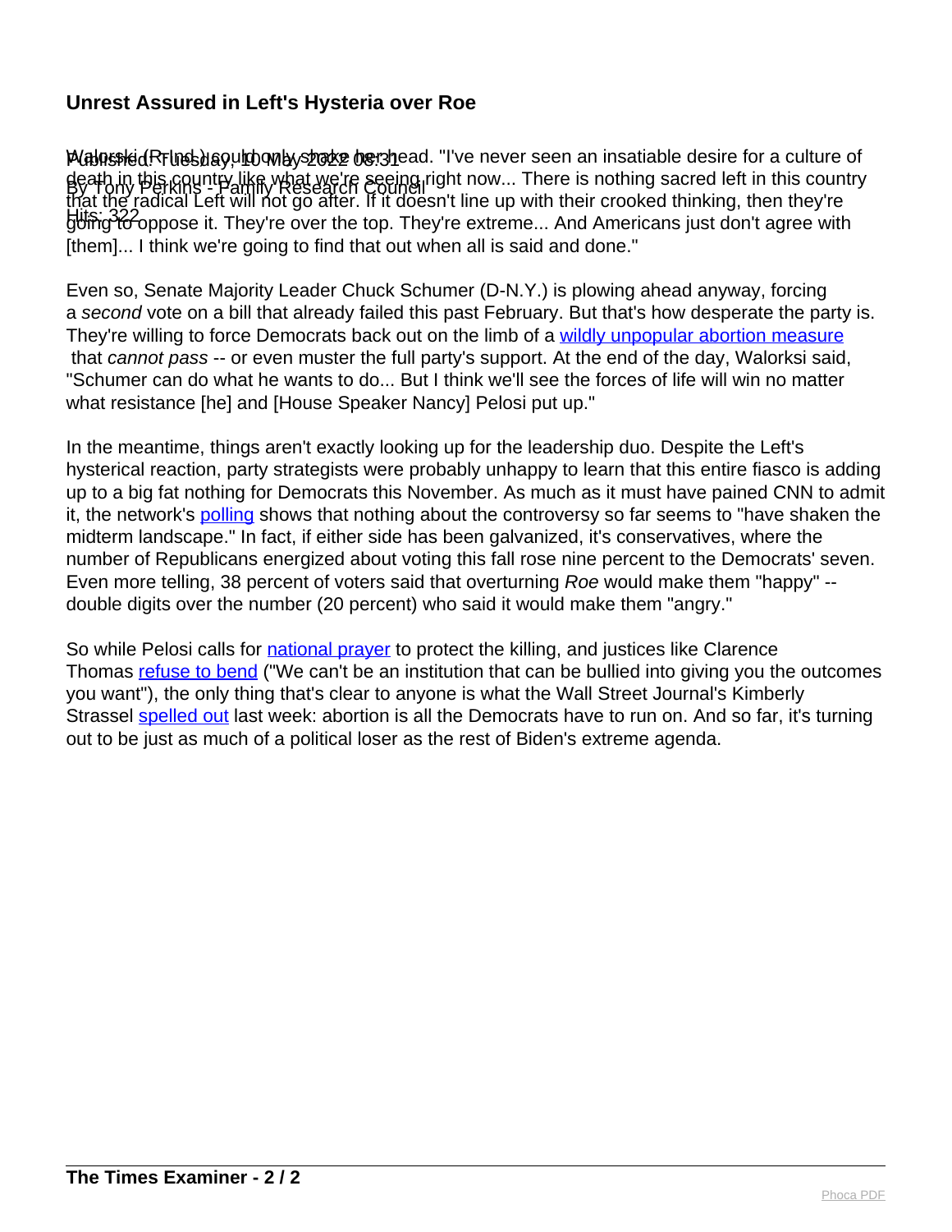Walorski (R-Ind.) could only shake her head. "I've never seen an insatiable desire for a culture of death in this country like what we're seeing right now... There is nothing sacred left in this country that the radical Left will not go after. If it doesn't line up with their crooked thinking, then they're going to oppose it. They're over the top. They're extreme... And Americans just don't agree with [them]... I think we're going to find that out when all is said and done."

Even so, Senate Majority Leader Chuck Schumer (D-N.Y.) is plowing ahead anyway, forcing a *second* vote on a bill that already failed this past February. But that's how desperate the party is. They're willing to force Democrats back out on the limb of a wildly unpopular abortion measure that *cannot pass* -- or even muster the full party's support. At the end of the day, Walorksi said, "Schumer can do what he wants to do... But I think we'll see the forces of life will win no matter what resistance [he] and [House Speaker Nancy] Pelosi put up."

In the meantime, things aren't exactly looking up for the leadership duo. Despite the Left's hysterical reaction, party strategists were probably unhappy to learn that this entire fiasco is adding up to a big fat nothing for Democrats this November. As much as it must have pained CNN to admit it, the network's polling shows that nothing about the controversy so far seems to "have shaken the midterm landscape." In fact, if either side has been galvanized, it's conservatives, where the number of Republicans energized about voting this fall rose nine percent to the Democrats' seven. Even more telling, 38 percent of voters said that overturning *Roe* would make them "happy" -- double digits over the number (20 percent) who said it would make them "angry."

So while Pelosi calls for national prayer to protect the killing, and justices like Clarence Thomas refuse to bend ("We can't be an institution that can be bullied into giving you the outcomes you want"), the only thing that's clear to anyone is what the Wall Street Journal's Kimberly Strassel spelled out last week: abortion is all the Democrats have to run on. And so far, it's turning out to be just as much of a political loser as the rest of Biden's extreme agenda.